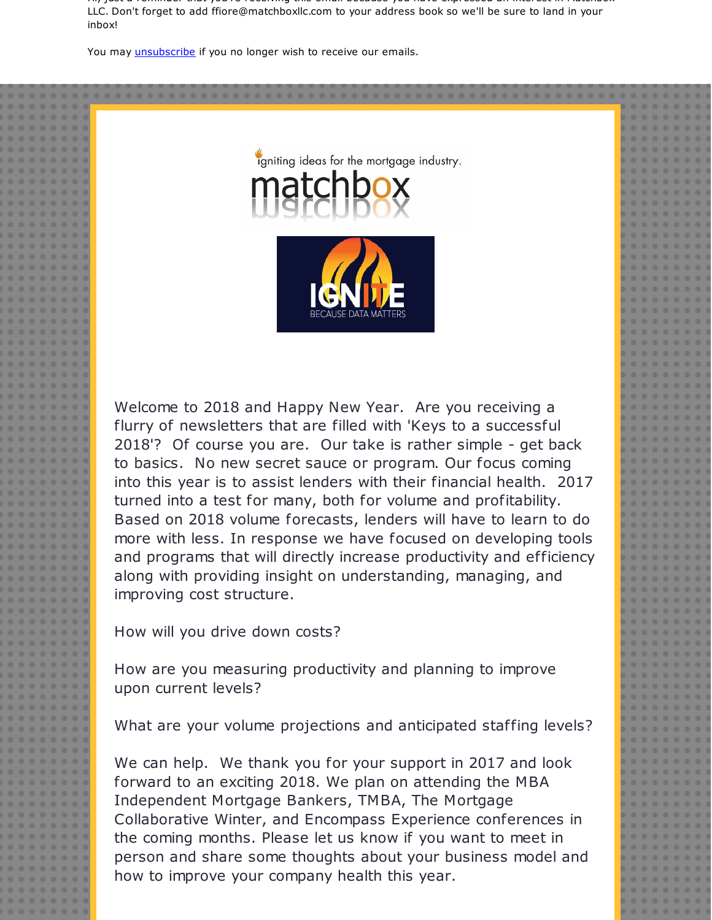Hi, just a reminder that you're receiving this email because you have expressed an interest in Matchbox LLC. Don't forget to add ffiore@matchboxllc.com to your address book so we'll be sure to land in your inbox!

You may unsubscribe if you no longer wish to receive our emails.

Welcome to 2018 and Happy New Year. Are you receiving a flurry of newsletters that are filled with 'Keys to a successful 2018'? Of course you are. Our take is rather simple - get back to basics. No new secret sauce or program. Our focus coming into this year is to assist lenders with their financial health. 2017 turned into a test for many, both for volume and profitability. Based on 2018 volume forecasts, lenders will have to learn to do more with less. In response we have focused on developing tools and programs that will directly increase productivity and efficiency along with providing insight on understanding, managing, and improving cost structure.

How will you drive down costs?

How are you measuring productivity and planning to improve upon current levels?

What are your volume projections and anticipated staffing levels?

We can help. We thank you for your support in 2017 and look forward to an exciting 2018. We plan on attending the MBA Independent Mortgage Bankers, TMBA, The Mortgage Collaborative Winter, and Encompass Experience conferences in the coming months. Please let us know if you want to meet in person and share some thoughts about your business model and how to improve your company health this year.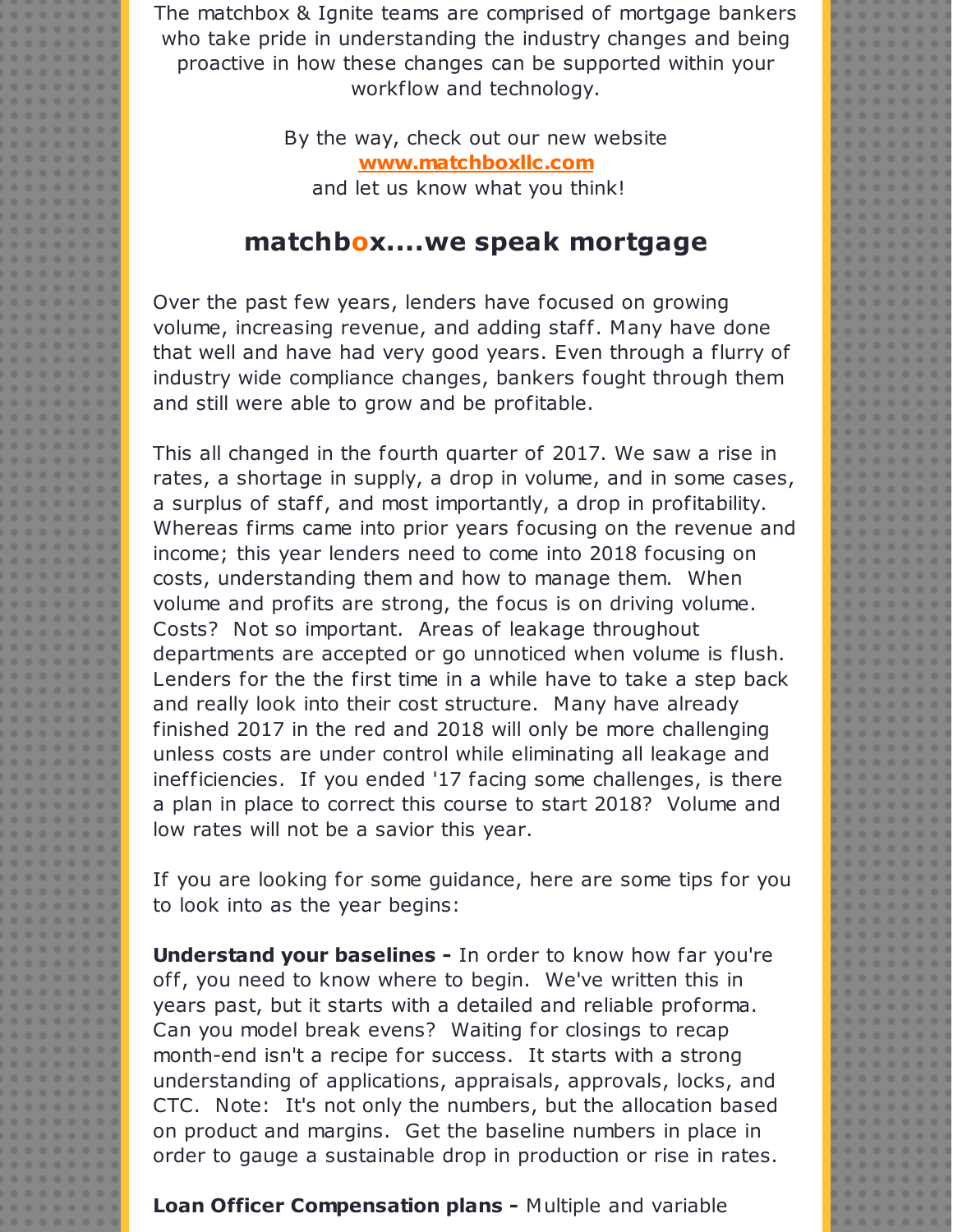The matchbox & Ignite teams are comprised of mortgage bankers who take pride in understanding the industry changes and being proactive in how these changes can be supported within your workflow and technology.

By the way, check out our new website
**www.matchboxllc.com**
and let us know what you think!

## matchbox....we speak mortgage

Over the past few years, lenders have focused on growing volume, increasing revenue, and adding staff. Many have done that well and have had very good years. Even through a flurry of industry wide compliance changes, bankers fought through them and still were able to grow and be profitable.

This all changed in the fourth quarter of 2017. We saw a rise in rates, a shortage in supply, a drop in volume, and in some cases, a surplus of staff, and most importantly, a drop in profitability. Whereas firms came into prior years focusing on the revenue and income; this year lenders need to come into 2018 focusing on costs, understanding them and how to manage them. When volume and profits are strong, the focus is on driving volume. Costs? Not so important. Areas of leakage throughout departments are accepted or go unnoticed when volume is flush. Lenders for the the first time in a while have to take a step back and really look into their cost structure. Many have already finished 2017 in the red and 2018 will only be more challenging unless costs are under control while eliminating all leakage and inefficiencies. If you ended '17 facing some challenges, is there a plan in place to correct this course to start 2018? Volume and low rates will not be a savior this year.

If you are looking for some guidance, here are some tips for you to look into as the year begins:

**Understand your baselines -** In order to know how far you're off, you need to know where to begin. We've written this in years past, but it starts with a detailed and reliable proforma. Can you model break evens? Waiting for closings to recap month-end isn't a recipe for success. It starts with a strong understanding of applications, appraisals, approvals, locks, and CTC. Note: It's not only the numbers, but the allocation based on product and margins. Get the baseline numbers in place in order to gauge a sustainable drop in production or rise in rates.

**Loan Officer Compensation plans -** Multiple and variable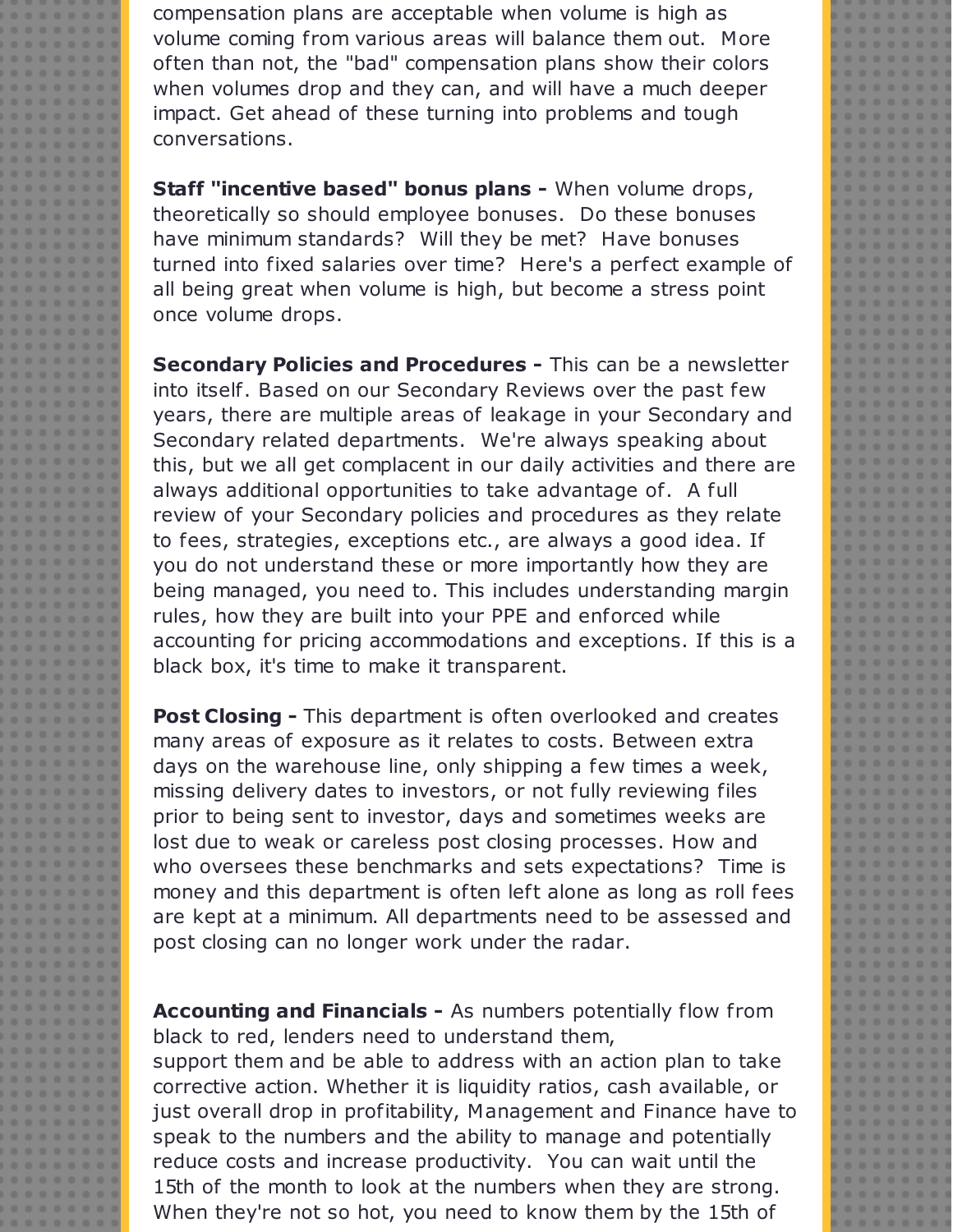compensation plans are acceptable when volume is high as volume coming from various areas will balance them out. More often than not, the "bad" compensation plans show their colors when volumes drop and they can, and will have a much deeper impact. Get ahead of these turning into problems and tough conversations.

**Staff "incentive based" bonus plans -** When volume drops, theoretically so should employee bonuses. Do these bonuses have minimum standards? Will they be met? Have bonuses turned into fixed salaries over time? Here's a perfect example of all being great when volume is high, but become a stress point once volume drops.

**Secondary Policies and Procedures -** This can be a newsletter into itself. Based on our Secondary Reviews over the past few years, there are multiple areas of leakage in your Secondary and Secondary related departments. We're always speaking about this, but we all get complacent in our daily activities and there are always additional opportunities to take advantage of. A full review of your Secondary policies and procedures as they relate to fees, strategies, exceptions etc., are always a good idea. If you do not understand these or more importantly how they are being managed, you need to. This includes understanding margin rules, how they are built into your PPE and enforced while accounting for pricing accommodations and exceptions. If this is a black box, it's time to make it transparent.

**Post Closing -** This department is often overlooked and creates many areas of exposure as it relates to costs. Between extra days on the warehouse line, only shipping a few times a week, missing delivery dates to investors, or not fully reviewing files prior to being sent to investor, days and sometimes weeks are lost due to weak or careless post closing processes. How and who oversees these benchmarks and sets expectations? Time is money and this department is often left alone as long as roll fees are kept at a minimum. All departments need to be assessed and post closing can no longer work under the radar.

**Accounting and Financials -** As numbers potentially flow from black to red, lenders need to understand them, support them and be able to address with an action plan to take corrective action. Whether it is liquidity ratios, cash available, or just overall drop in profitability, Management and Finance have to speak to the numbers and the ability to manage and potentially reduce costs and increase productivity. You can wait until the 15th of the month to look at the numbers when they are strong. When they're not so hot, you need to know them by the 15th of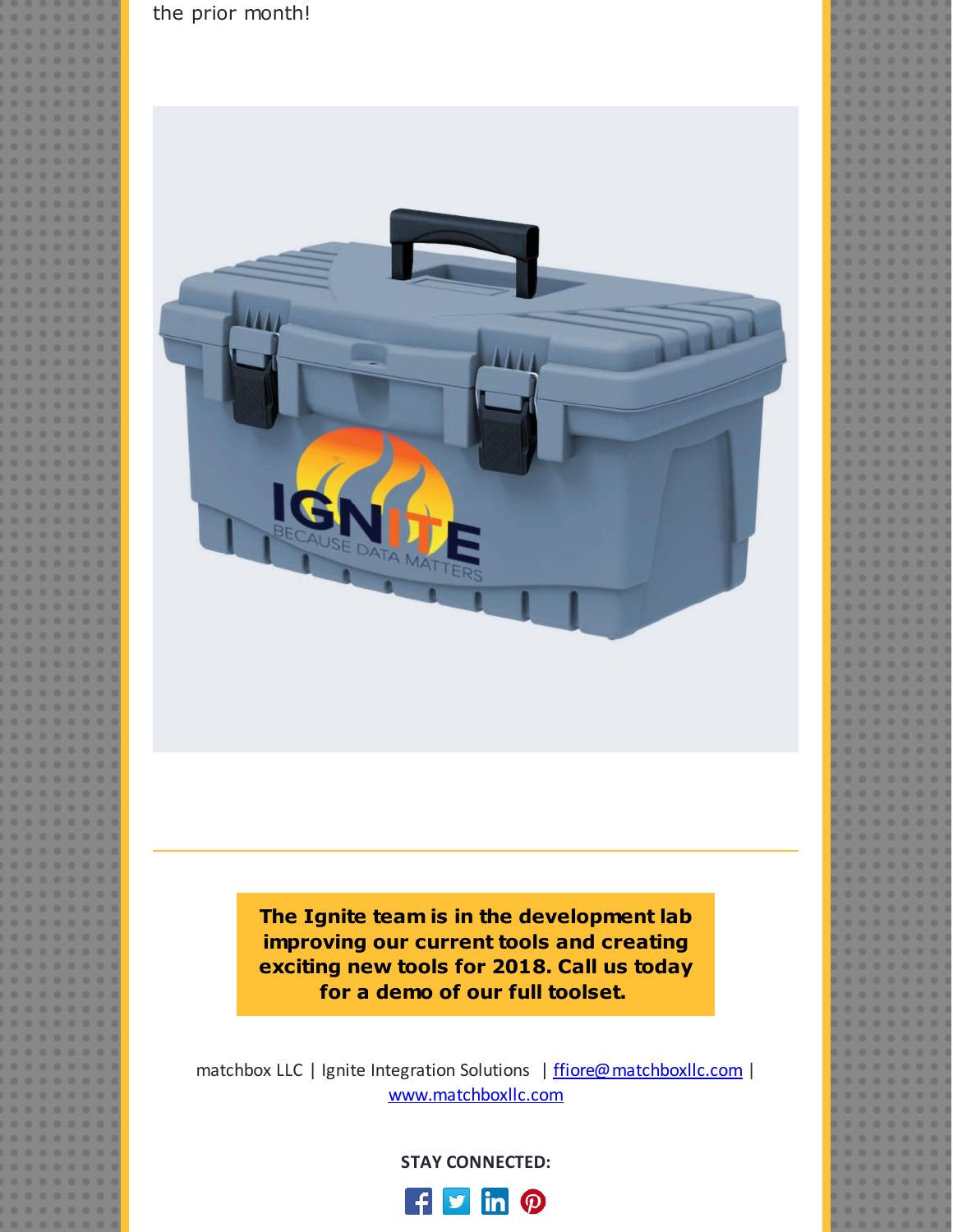the prior month!

**The Ignite team is in the development lab improving our current tools and creating exciting new tools for 2018. Call us today for a demo of our full toolset.**

matchbox LLC | Ignite Integration Solutions | ffiore@matchboxllc.com | www.matchboxllc.com

**STAY CONNECTED:**